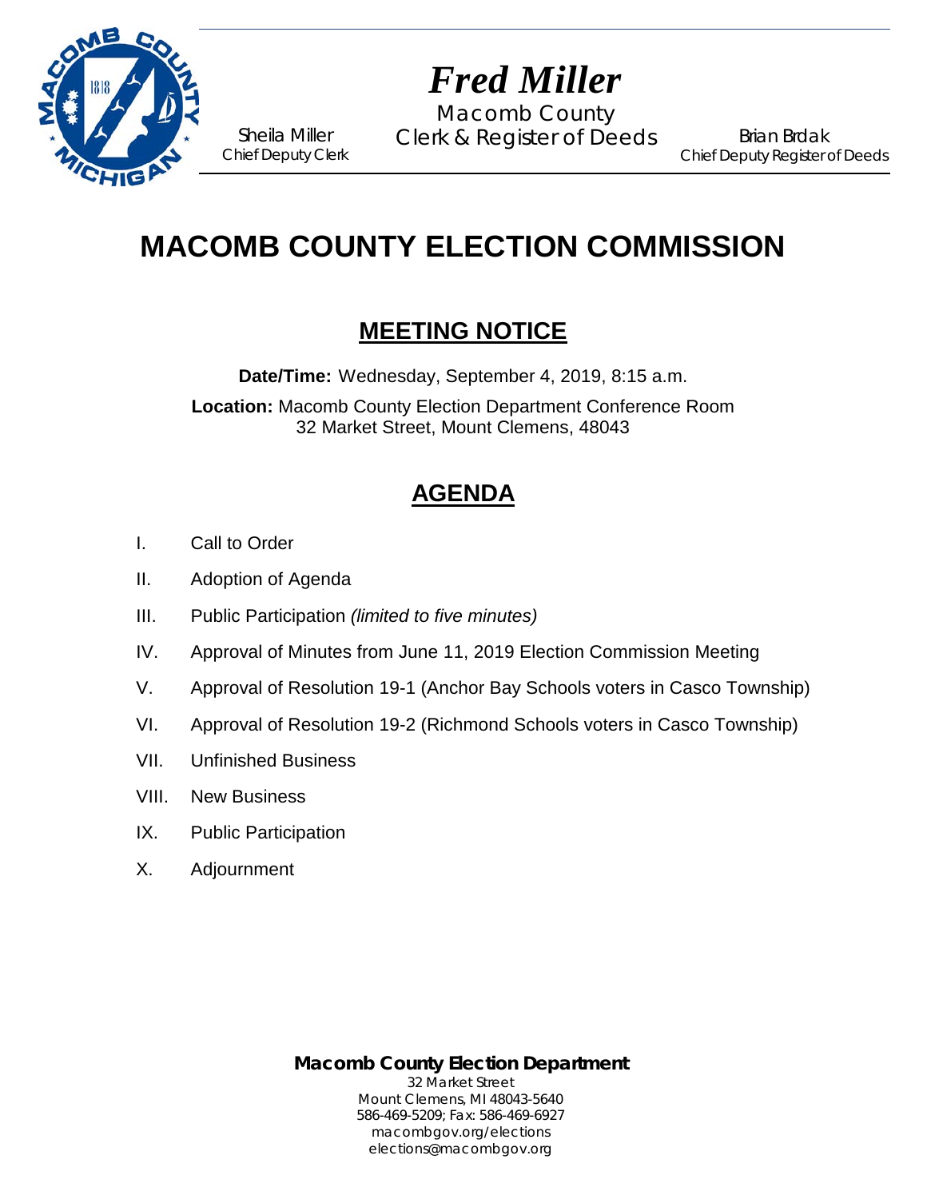# *Fred Miller*

Macomb County
Clerk & Register of Deeds

Sheila Miller
Chief Deputy Clerk

Brian Brdak
Chief Deputy Register of Deeds

# MACOMB COUNTY ELECTION COMMISSION

## MEETING NOTICE

**Date/Time:** Wednesday, September 4, 2019, 8:15 a.m.

**Location:** Macomb County Election Department Conference Room
32 Market Street, Mount Clemens, 48043

## AGENDA

I. Call to Order

II. Adoption of Agenda

III. Public Participation *(limited to five minutes)*

IV. Approval of Minutes from June 11, 2019 Election Commission Meeting

V. Approval of Resolution 19-1 (Anchor Bay Schools voters in Casco Township)

VI. Approval of Resolution 19-2 (Richmond Schools voters in Casco Township)

VII. Unfinished Business

VIII. New Business

IX. Public Participation

X. Adjournment

**Macomb County Election Department**
32 Market Street
Mount Clemens, MI 48043-5640
586-469-5209; Fax: 586-469-6927
macombgov.org/elections
elections@macombgov.org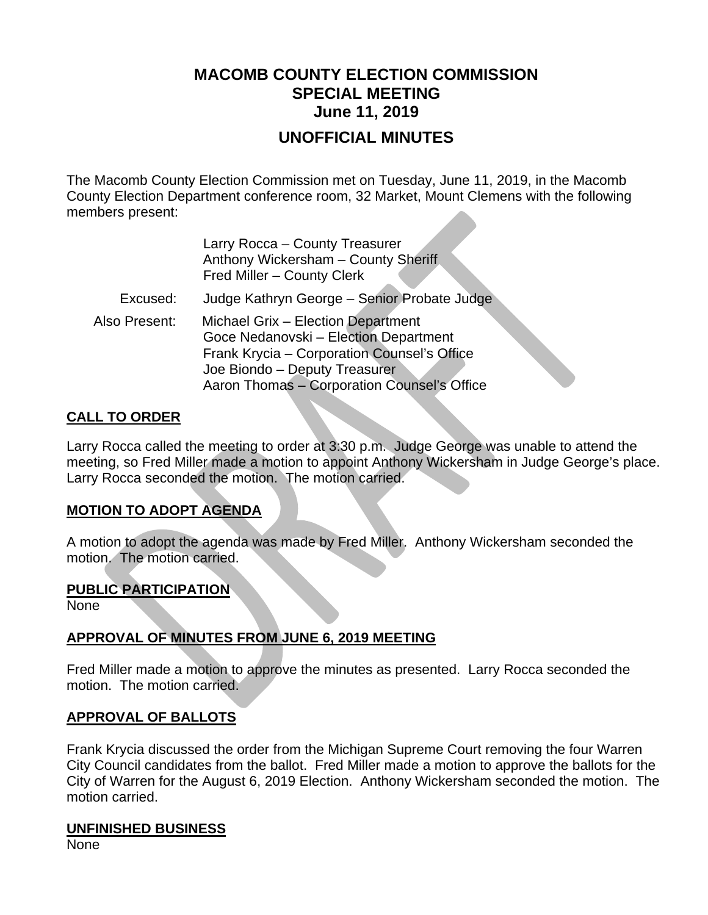# MACOMB COUNTY ELECTION COMMISSION
# SPECIAL MEETING
# June 11, 2019

## UNOFFICIAL MINUTES

The Macomb County Election Commission met on Tuesday, June 11, 2019, in the Macomb County Election Department conference room, 32 Market, Mount Clemens with the following members present:

Larry Rocca – County Treasurer
Anthony Wickersham – County Sheriff
Fred Miller – County Clerk

Excused: Judge Kathryn George – Senior Probate Judge

Also Present: Michael Grix – Election Department
Goce Nedanovski – Election Department
Frank Krycia – Corporation Counsel's Office
Joe Biondo – Deputy Treasurer
Aaron Thomas – Corporation Counsel's Office

### CALL TO ORDER

Larry Rocca called the meeting to order at 3:30 p.m. Judge George was unable to attend the meeting, so Fred Miller made a motion to appoint Anthony Wickersham in Judge George's place. Larry Rocca seconded the motion. The motion carried.

### MOTION TO ADOPT AGENDA

A motion to adopt the agenda was made by Fred Miller. Anthony Wickersham seconded the motion. The motion carried.

### PUBLIC PARTICIPATION

None

### APPROVAL OF MINUTES FROM JUNE 6, 2019 MEETING

Fred Miller made a motion to approve the minutes as presented. Larry Rocca seconded the motion. The motion carried.

### APPROVAL OF BALLOTS

Frank Krycia discussed the order from the Michigan Supreme Court removing the four Warren City Council candidates from the ballot. Fred Miller made a motion to approve the ballots for the City of Warren for the August 6, 2019 Election. Anthony Wickersham seconded the motion. The motion carried.

### UNFINISHED BUSINESS

None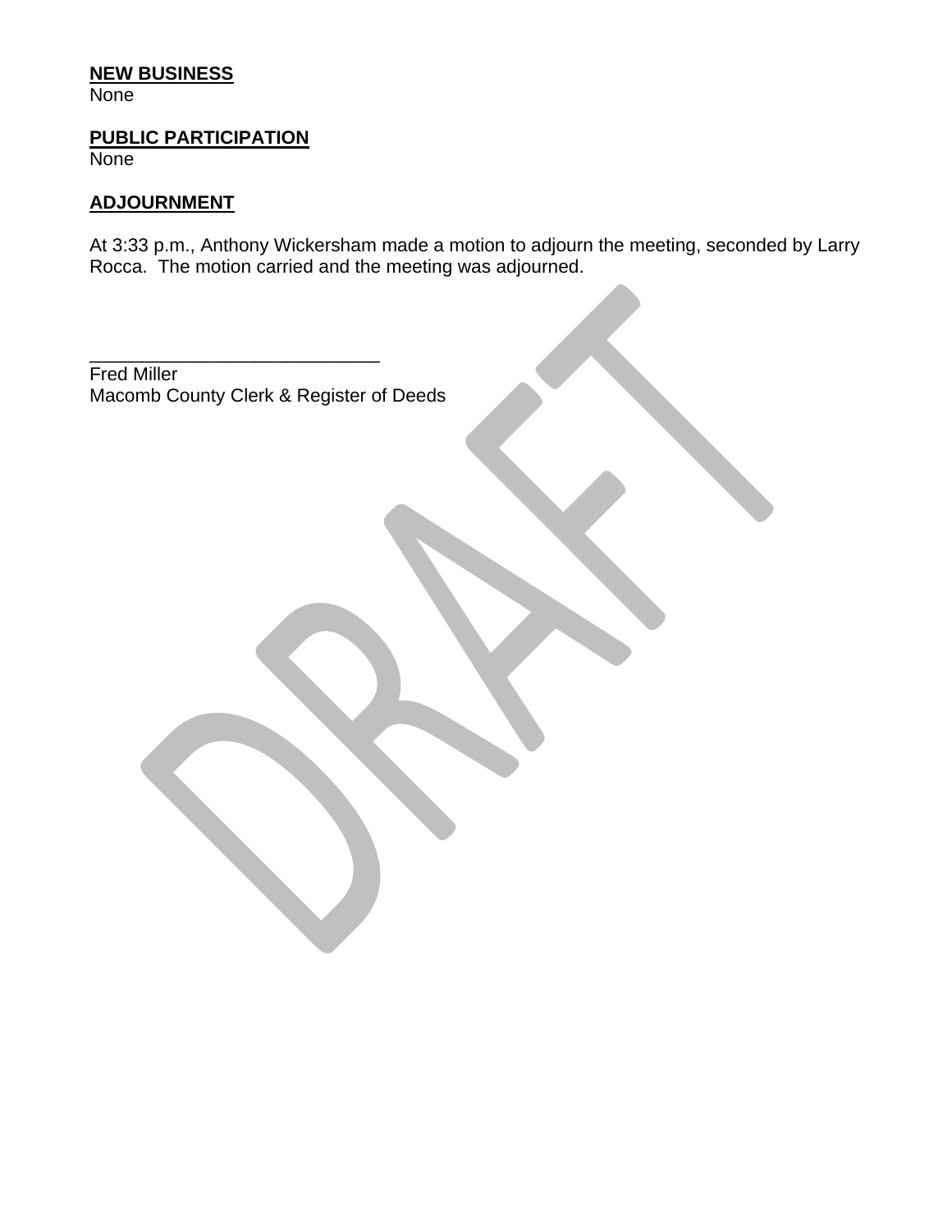**NEW BUSINESS**
None

**PUBLIC PARTICIPATION**
None

**ADJOURNMENT**

At 3:33 p.m., Anthony Wickersham made a motion to adjourn the meeting, seconded by Larry Rocca. The motion carried and the meeting was adjourned.

_____________________________
Fred Miller
Macomb County Clerk & Register of Deeds

DRAFT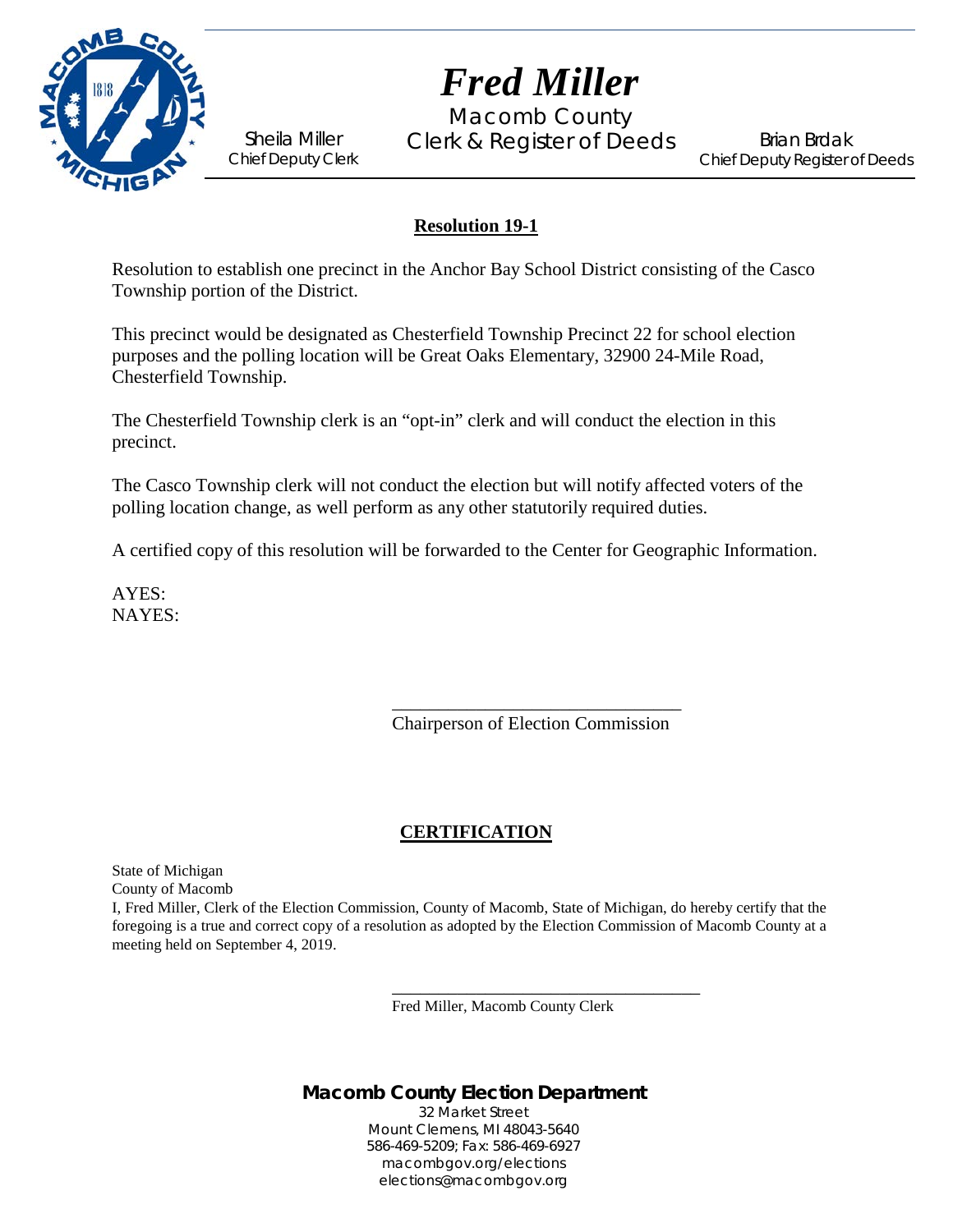# *Fred Miller*

Macomb County
Clerk & Register of Deeds

Sheila Miller
Chief Deputy Clerk

Brian Brdak
Chief Deputy Register of Deeds

## **Resolution 19-1**

Resolution to establish one precinct in the Anchor Bay School District consisting of the Casco Township portion of the District.

This precinct would be designated as Chesterfield Township Precinct 22 for school election purposes and the polling location will be Great Oaks Elementary, 32900 24-Mile Road, Chesterfield Township.

The Chesterfield Township clerk is an "opt-in" clerk and will conduct the election in this precinct.

The Casco Township clerk will not conduct the election but will notify affected voters of the polling location change, as well perform as any other statutorily required duties.

A certified copy of this resolution will be forwarded to the Center for Geographic Information.

AYES:
NAYES:

_______________________________
Chairperson of Election Commission

## **CERTIFICATION**

State of Michigan
County of Macomb
I, Fred Miller, Clerk of the Election Commission, County of Macomb, State of Michigan, do hereby certify that the foregoing is a true and correct copy of a resolution as adopted by the Election Commission of Macomb County at a meeting held on September 4, 2019.

_______________________________
Fred Miller, Macomb County Clerk

**Macomb County Election Department**
32 Market Street
Mount Clemens, MI 48043-5640
586-469-5209; Fax: 586-469-6927
macombgov.org/elections
elections@macombgov.org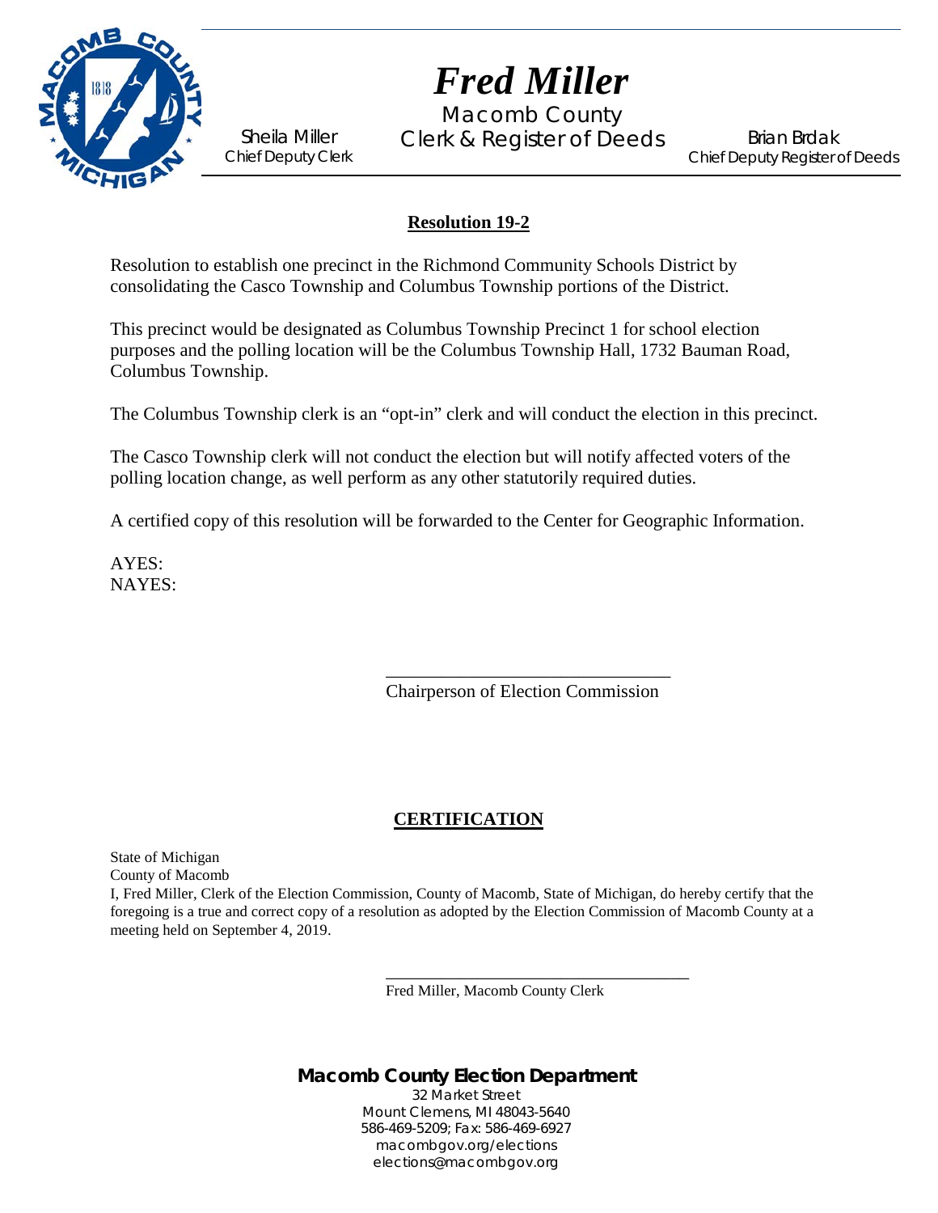# *Fred Miller*

Macomb County
Clerk & Register of Deeds

Sheila Miller
Chief Deputy Clerk

Brian Brdak
Chief Deputy Register of Deeds

## Resolution 19-2

Resolution to establish one precinct in the Richmond Community Schools District by consolidating the Casco Township and Columbus Township portions of the District.

This precinct would be designated as Columbus Township Precinct 1 for school election purposes and the polling location will be the Columbus Township Hall, 1732 Bauman Road, Columbus Township.

The Columbus Township clerk is an "opt-in" clerk and will conduct the election in this precinct.

The Casco Township clerk will not conduct the election but will notify affected voters of the polling location change, as well perform as any other statutorily required duties.

A certified copy of this resolution will be forwarded to the Center for Geographic Information.

AYES:
NAYES:

\_\_\_\_\_\_\_\_\_\_\_\_\_\_\_\_\_\_\_\_\_\_\_\_\_\_\_\_\_\_\_
Chairperson of Election Commission

## CERTIFICATION

State of Michigan
County of Macomb
I, Fred Miller, Clerk of the Election Commission, County of Macomb, State of Michigan, do hereby certify that the foregoing is a true and correct copy of a resolution as adopted by the Election Commission of Macomb County at a meeting held on September 4, 2019.

\_\_\_\_\_\_\_\_\_\_\_\_\_\_\_\_\_\_\_\_\_\_\_\_\_\_\_\_\_\_\_
Fred Miller, Macomb County Clerk

**Macomb County Election Department**
32 Market Street
Mount Clemens, MI 48043-5640
586-469-5209; Fax: 586-469-6927
macombgov.org/elections
elections@macombgov.org